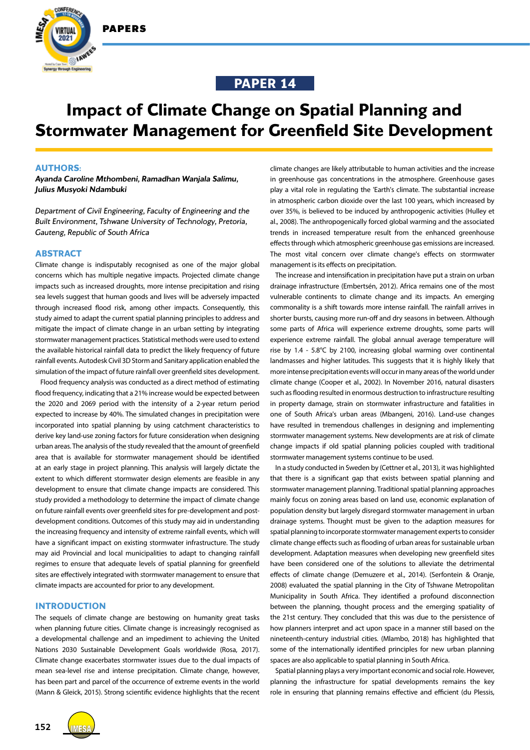# PAPER 14

# Impact of Climate Change on Spatial Planning and Stormwater Management for Greenfield Site Development

## AUTHORS:

***Ayanda Caroline Mthombeni, Ramadhan Wanjala Salimu, Julius Musyoki Ndambuki***

*Department of Civil Engineering, Faculty of Engineering and the Built Environment, Tshwane University of Technology, Pretoria, Gauteng, Republic of South Africa*

## ABSTRACT

Climate change is indisputably recognised as one of the major global concerns which has multiple negative impacts. Projected climate change impacts such as increased droughts, more intense precipitation and rising sea levels suggest that human goods and lives will be adversely impacted through increased flood risk, among other impacts. Consequently, this study aimed to adapt the current spatial planning principles to address and mitigate the impact of climate change in an urban setting by integrating stormwater management practices. Statistical methods were used to extend the available historical rainfall data to predict the likely frequency of future rainfall events. Autodesk Civil 3D Storm and Sanitary application enabled the simulation of the impact of future rainfall over greenfield sites development.

Flood frequency analysis was conducted as a direct method of estimating flood frequency, indicating that a 21% increase would be expected between the 2020 and 2069 period with the intensity of a 2-year return period expected to increase by 40%. The simulated changes in precipitation were incorporated into spatial planning by using catchment characteristics to derive key land-use zoning factors for future consideration when designing urban areas. The analysis of the study revealed that the amount of greenfield area that is available for stormwater management should be identified at an early stage in project planning. This analysis will largely dictate the extent to which different stormwater design elements are feasible in any development to ensure that climate change impacts are considered. This study provided a methodology to determine the impact of climate change on future rainfall events over greenfield sites for pre-development and post-development conditions. Outcomes of this study may aid in understanding the increasing frequency and intensity of extreme rainfall events, which will have a significant impact on existing stormwater infrastructure. The study may aid Provincial and local municipalities to adapt to changing rainfall regimes to ensure that adequate levels of spatial planning for greenfield sites are effectively integrated with stormwater management to ensure that climate impacts are accounted for prior to any development.

## INTRODUCTION

The sequels of climate change are bestowing on humanity great tasks when planning future cities. Climate change is increasingly recognised as a developmental challenge and an impediment to achieving the United Nations 2030 Sustainable Development Goals worldwide (Rosa, 2017). Climate change exacerbates stormwater issues due to the dual impacts of mean sea-level rise and intense precipitation. Climate change, however, has been part and parcel of the occurrence of extreme events in the world (Mann & Gleick, 2015). Strong scientific evidence highlights that the recent climate changes are likely attributable to human activities and the increase in greenhouse gas concentrations in the atmosphere. Greenhouse gases play a vital role in regulating the 'Earth's climate. The substantial increase in atmospheric carbon dioxide over the last 100 years, which increased by over 35%, is believed to be induced by anthropogenic activities (Hulley et al., 2008). The anthropogenically forced global warming and the associated trends in increased temperature result from the enhanced greenhouse effects through which atmospheric greenhouse gas emissions are increased. The most vital concern over climate change's effects on stormwater management is its effects on precipitation.

The increase and intensification in precipitation have put a strain on urban drainage infrastructure (Embertsén, 2012). Africa remains one of the most vulnerable continents to climate change and its impacts. An emerging commonality is a shift towards more intense rainfall. The rainfall arrives in shorter bursts, causing more run-off and dry seasons in between. Although some parts of Africa will experience extreme droughts, some parts will experience extreme rainfall. The global annual average temperature will rise by 1.4 - 5.8°C by 2100, increasing global warming over continental landmasses and higher latitudes. This suggests that it is highly likely that more intense precipitation events will occur in many areas of the world under climate change (Cooper et al., 2002). In November 2016, natural disasters such as flooding resulted in enormous destruction to infrastructure resulting in property damage, strain on stormwater infrastructure and fatalities in one of South Africa's urban areas (Mbangeni, 2016). Land-use changes have resulted in tremendous challenges in designing and implementing stormwater management systems. New developments are at risk of climate change impacts if old spatial planning policies coupled with traditional stormwater management systems continue to be used.

In a study conducted in Sweden by (Cettner et al., 2013), it was highlighted that there is a significant gap that exists between spatial planning and stormwater management planning. Traditional spatial planning approaches mainly focus on zoning areas based on land use, economic explanation of population density but largely disregard stormwater management in urban drainage systems. Thought must be given to the adaption measures for spatial planning to incorporate stormwater management experts to consider climate change effects such as flooding of urban areas for sustainable urban development. Adaptation measures when developing new greenfield sites have been considered one of the solutions to alleviate the detrimental effects of climate change (Demuzere et al., 2014). (Serfontein & Oranje, 2008) evaluated the spatial planning in the City of Tshwane Metropolitan Municipality in South Africa. They identified a profound disconnection between the planning, thought process and the emerging spatiality of the 21st century. They concluded that this was due to the persistence of how planners interpret and act upon space in a manner still based on the nineteenth-century industrial cities. (Mlambo, 2018) has highlighted that some of the internationally identified principles for new urban planning spaces are also applicable to spatial planning in South Africa.

Spatial planning plays a very important economic and social role. However, planning the infrastructure for spatial developments remains the key role in ensuring that planning remains effective and efficient (du Plessis,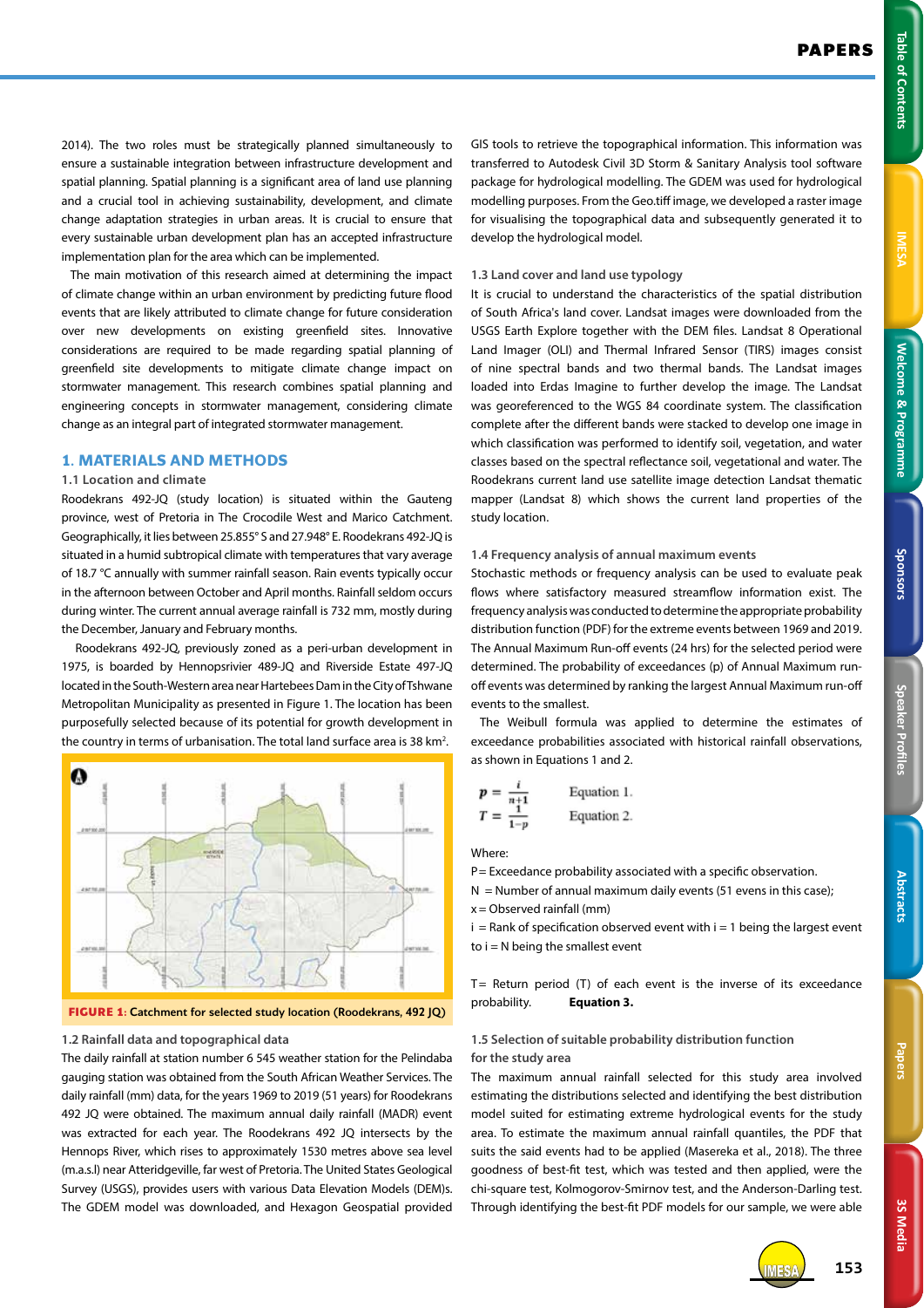2014). The two roles must be strategically planned simultaneously to ensure a sustainable integration between infrastructure development and spatial planning. Spatial planning is a significant area of land use planning and a crucial tool in achieving sustainability, development, and climate change adaptation strategies in urban areas. It is crucial to ensure that every sustainable urban development plan has an accepted infrastructure implementation plan for the area which can be implemented.

The main motivation of this research aimed at determining the impact of climate change within an urban environment by predicting future flood events that are likely attributed to climate change for future consideration over new developments on existing greenfield sites. Innovative considerations are required to be made regarding spatial planning of greenfield site developments to mitigate climate change impact on stormwater management. This research combines spatial planning and engineering concepts in stormwater management, considering climate change as an integral part of integrated stormwater management.

## 1. MATERIALS AND METHODS

### 1.1 Location and climate

Roodekrans 492-JQ (study location) is situated within the Gauteng province, west of Pretoria in The Crocodile West and Marico Catchment. Geographically, it lies between 25.855° S and 27.948° E. Roodekrans 492-JQ is situated in a humid subtropical climate with temperatures that vary average of 18.7 °C annually with summer rainfall season. Rain events typically occur in the afternoon between October and April months. Rainfall seldom occurs during winter. The current annual average rainfall is 732 mm, mostly during the December, January and February months.

Roodekrans 492-JQ, previously zoned as a peri-urban development in 1975, is boarded by Hennopsrivier 489-JQ and Riverside Estate 497-JQ located in the South-Western area near Hartebees Dam in the City of Tshwane Metropolitan Municipality as presented in Figure 1. The location has been purposefully selected because of its potential for growth development in the country in terms of urbanisation. The total land surface area is 38 km$^2$.

**FIGURE 1:** Catchment for selected study location (Roodekrans, 492 JQ)

### 1.2 Rainfall data and topographical data

The daily rainfall at station number 6 545 weather station for the Pelindaba gauging station was obtained from the South African Weather Services. The daily rainfall (mm) data, for the years 1969 to 2019 (51 years) for Roodekrans 492 JQ were obtained. The maximum annual daily rainfall (MADR) event was extracted for each year. The Roodekrans 492 JQ intersects by the Hennops River, which rises to approximately 1530 metres above sea level (m.a.s.l) near Atteridgeville, far west of Pretoria. The United States Geological Survey (USGS), provides users with various Data Elevation Models (DEM)s. The GDEM model was downloaded, and Hexagon Geospatial provided GIS tools to retrieve the topographical information. This information was transferred to Autodesk Civil 3D Storm & Sanitary Analysis tool software package for hydrological modelling. The GDEM was used for hydrological modelling purposes. From the Geo.tiff image, we developed a raster image for visualising the topographical data and subsequently generated it to develop the hydrological model.

### 1.3 Land cover and land use typology

It is crucial to understand the characteristics of the spatial distribution of South Africa's land cover. Landsat images were downloaded from the USGS Earth Explore together with the DEM files. Landsat 8 Operational Land Imager (OLI) and Thermal Infrared Sensor (TIRS) images consist of nine spectral bands and two thermal bands. The Landsat images loaded into Erdas Imagine to further develop the image. The Landsat was georeferenced to the WGS 84 coordinate system. The classification complete after the different bands were stacked to develop one image in which classification was performed to identify soil, vegetation, and water classes based on the spectral reflectance soil, vegetational and water. The Roodekrans current land use satellite image detection Landsat thematic mapper (Landsat 8) which shows the current land properties of the study location.

### 1.4 Frequency analysis of annual maximum events

Stochastic methods or frequency analysis can be used to evaluate peak flows where satisfactory measured streamflow information exist. The frequency analysis was conducted to determine the appropriate probability distribution function (PDF) for the extreme events between 1969 and 2019. The Annual Maximum Run-off events (24 hrs) for the selected period were determined. The probability of exceedances (p) of Annual Maximum run-off events was determined by ranking the largest Annual Maximum run-off events to the smallest.

The Weibull formula was applied to determine the estimates of exceedance probabilities associated with historical rainfall observations, as shown in Equations 1 and 2.

$$p = \frac{i}{n+1} \qquad \text{Equation 1.}$$

$$T = \frac{1}{1-p} \qquad \text{Equation 2.}$$

Where:

P = Exceedance probability associated with a specific observation.

N = Number of annual maximum daily events (51 evens in this case);

x = Observed rainfall (mm)

i = Rank of specification observed event with i = 1 being the largest event to i = N being the smallest event

T = Return period (T) of each event is the inverse of its exceedance probability. **Equation 3.**

### 1.5 Selection of suitable probability distribution function for the study area

The maximum annual rainfall selected for this study area involved estimating the distributions selected and identifying the best distribution model suited for estimating extreme hydrological events for the study area. To estimate the maximum annual rainfall quantiles, the PDF that suits the said events had to be applied (Masereka et al., 2018). The three goodness of best-fit test, which was tested and then applied, were the chi-square test, Kolmogorov-Smirnov test, and the Anderson-Darling test. Through identifying the best-fit PDF models for our sample, we were able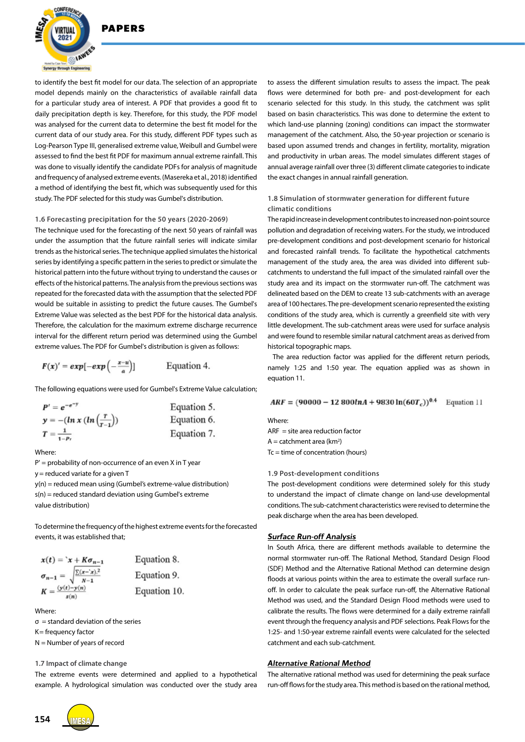to identify the best fit model for our data. The selection of an appropriate model depends mainly on the characteristics of available rainfall data for a particular study area of interest. A PDF that provides a good fit to daily precipitation depth is key. Therefore, for this study, the PDF model was analysed for the current data to determine the best fit model for the current data of our study area. For this study, different PDF types such as Log-Pearson Type III, generalised extreme value, Weibull and Gumbel were assessed to find the best fit PDF for maximum annual extreme rainfall. This was done to visually identify the candidate PDFs for analysis of magnitude and frequency of analysed extreme events. (Masereka et al., 2018) identified a method of identifying the best fit, which was subsequently used for this study. The PDF selected for this study was Gumbel's distribution.

### 1.6 Forecasting precipitation for the 50 years (2020-2069)

The technique used for the forecasting of the next 50 years of rainfall was under the assumption that the future rainfall series will indicate similar trends as the historical series. The technique applied simulates the historical series by identifying a specific pattern in the series to predict or simulate the historical pattern into the future without trying to understand the causes or effects of the historical patterns. The analysis from the previous sections was repeated for the forecasted data with the assumption that the selected PDF would be suitable in assisting to predict the future causes. The Gumbel's Extreme Value was selected as the best PDF for the historical data analysis. Therefore, the calculation for the maximum extreme discharge recurrence interval for the different return period was determined using the Gumbel extreme values. The PDF for Gumbel's distribution is given as follows:

$$F(x)' = exp\left[-exp\left(-\frac{x-u}{a}\right)\right] \qquad \text{Equation 4.}$$

The following equations were used for Gumbel's Extreme Value calculation;

$$P' = e^{-e^{-y}} \qquad \text{Equation 5.}$$

$$y = -\left(ln\, x\left(ln\left(\frac{T}{T-1}\right)\right)\right) \qquad \text{Equation 6.}$$

$$T = \frac{1}{1-P_t} \qquad \text{Equation 7.}$$

Where:

P' = probability of non-occurrence of an even X in T year

y = reduced variate for a given T

y(n) = reduced mean using (Gumbel's extreme-value distribution)

s(n) = reduced standard deviation using Gumbel's extreme value distribution)

To determine the frequency of the highest extreme events for the forecasted events, it was established that;

$$x(t) = \bar{x} + K\sigma_{n-1} \qquad \text{Equation 8.}$$

$$\sigma_{n-1} = \sqrt{\frac{\sum(x-\bar{x})^2}{N-1}} \qquad \text{Equation 9.}$$

$$K = \frac{(y(t)-y(n)}{s(n)} \qquad \text{Equation 10.}$$

Where:

σ = standard deviation of the series

K= frequency factor

N = Number of years of record

### 1.7 Impact of climate change

The extreme events were determined and applied to a hypothetical example. A hydrological simulation was conducted over the study area to assess the different simulation results to assess the impact. The peak flows were determined for both pre- and post-development for each scenario selected for this study. In this study, the catchment was split based on basin characteristics. This was done to determine the extent to which land-use planning (zoning) conditions can impact the stormwater management of the catchment. Also, the 50-year projection or scenario is based upon assumed trends and changes in fertility, mortality, migration and productivity in urban areas. The model simulates different stages of annual average rainfall over three (3) different climate categories to indicate the exact changes in annual rainfall generation.

### 1.8 Simulation of stormwater generation for different future climatic conditions

The rapid increase in development contributes to increased non-point source pollution and degradation of receiving waters. For the study, we introduced pre-development conditions and post-development scenario for historical and forecasted rainfall trends. To facilitate the hypothetical catchments management of the study area, the area was divided into different sub-catchments to understand the full impact of the simulated rainfall over the study area and its impact on the stormwater run-off. The catchment was delineated based on the DEM to create 13 sub-catchments with an average area of 100 hectares. The pre-development scenario represented the existing conditions of the study area, which is currently a greenfield site with very little development. The sub-catchment areas were used for surface analysis and were found to resemble similar natural catchment areas as derived from historical topographic maps.

The area reduction factor was applied for the different return periods, namely 1:25 and 1:50 year. The equation applied was as shown in equation 11.

$$ARF = (90000 - 12\,800lnA + 9830\ln(60T_c))^{0.4} \qquad \text{Equation 11}$$

Where:

ARF = site area reduction factor

A = catchment area (km²)

Tc = time of concentration (hours)

### 1.9 Post-development conditions

The post-development conditions were determined solely for this study to understand the impact of climate change on land-use developmental conditions. The sub-catchment characteristics were revised to determine the peak discharge when the area has been developed.

### ***Surface Run-off Analysis***

In South Africa, there are different methods available to determine the normal stormwater run-off. The Rational Method, Standard Design Flood (SDF) Method and the Alternative Rational Method can determine design floods at various points within the area to estimate the overall surface run-off. In order to calculate the peak surface run-off, the Alternative Rational Method was used, and the Standard Design Flood methods were used to calibrate the results. The flows were determined for a daily extreme rainfall event through the frequency analysis and PDF selections. Peak Flows for the 1:25- and 1:50-year extreme rainfall events were calculated for the selected catchment and each sub-catchment.

### ***Alternative Rational Method***

The alternative rational method was used for determining the peak surface run-off flows for the study area. This method is based on the rational method,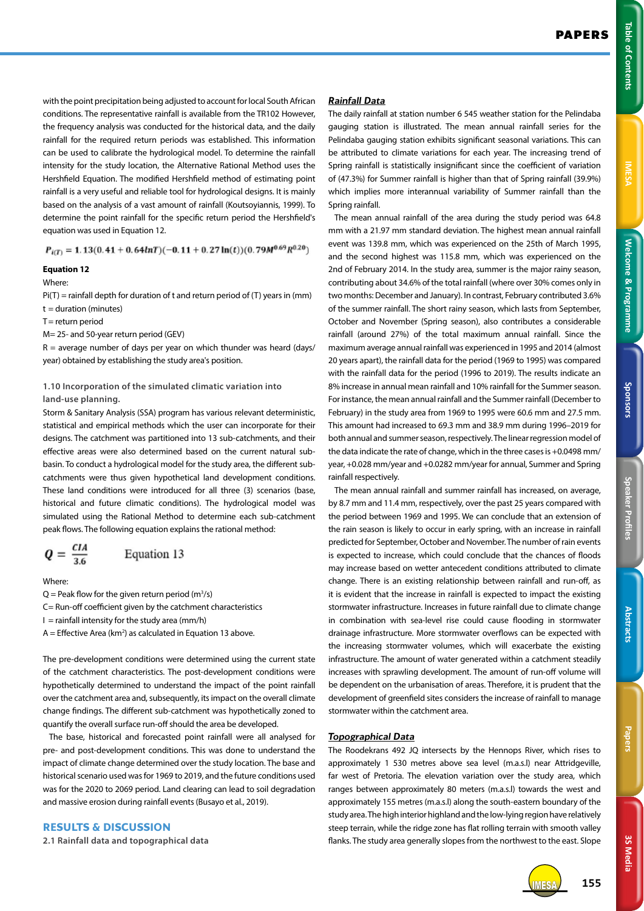with the point precipitation being adjusted to account for local South African conditions. The representative rainfall is available from the TR102 However, the frequency analysis was conducted for the historical data, and the daily rainfall for the required return periods was established. This information can be used to calibrate the hydrological model. To determine the rainfall intensity for the study location, the Alternative Rational Method uses the Hershfield Equation. The modified Hershfield method of estimating point rainfall is a very useful and reliable tool for hydrological designs. It is mainly based on the analysis of a vast amount of rainfall (Koutsoyiannis, 1999). To determine the point rainfall for the specific return period the Hershfield's equation was used in Equation 12.

$$P_{i(T)} = 1.13(0.41 + 0.64\ln T)(-0.11 + 0.27\ln(t))(0.79M^{0.69}R^{0.20})$$

**Equation 12**

Where:

$P_{i}(T)$ = rainfall depth for duration of t and return period of (T) years in (mm)

t = duration (minutes)

T = return period

M= 25- and 50-year return period (GEV)

R = average number of days per year on which thunder was heard (days/year) obtained by establishing the study area's position.

### 1.10 Incorporation of the simulated climatic variation into land-use planning.

Storm & Sanitary Analysis (SSA) program has various relevant deterministic, statistical and empirical methods which the user can incorporate for their designs. The catchment was partitioned into 13 sub-catchments, and their effective areas were also determined based on the current natural sub-basin. To conduct a hydrological model for the study area, the different sub-catchments were thus given hypothetical land development conditions. These land conditions were introduced for all three (3) scenarios (base, historical and future climatic conditions). The hydrological model was simulated using the Rational Method to determine each sub-catchment peak flows. The following equation explains the rational method:

$$Q = \frac{CIA}{3.6} \qquad \text{Equation 13}$$

Where:

Q = Peak flow for the given return period ($m^3/s$)

C= Run-off coefficient given by the catchment characteristics

I = rainfall intensity for the study area (mm/h)

A = Effective Area ($km^2$) as calculated in Equation 13 above.

The pre-development conditions were determined using the current state of the catchment characteristics. The post-development conditions were hypothetically determined to understand the impact of the point rainfall over the catchment area and, subsequently, its impact on the overall climate change findings. The different sub-catchment was hypothetically zoned to quantify the overall surface run-off should the area be developed.

The base, historical and forecasted point rainfall were all analysed for pre- and post-development conditions. This was done to understand the impact of climate change determined over the study location. The base and historical scenario used was for 1969 to 2019, and the future conditions used was for the 2020 to 2069 period. Land clearing can lead to soil degradation and massive erosion during rainfall events (Busayo et al., 2019).

## RESULTS & DISCUSSION

### 2.1 Rainfall data and topographical data

***Rainfall Data***

The daily rainfall at station number 6 545 weather station for the Pelindaba gauging station is illustrated. The mean annual rainfall series for the Pelindaba gauging station exhibits significant seasonal variations. This can be attributed to climate variations for each year. The increasing trend of Spring rainfall is statistically insignificant since the coefficient of variation of (47.3%) for Summer rainfall is higher than that of Spring rainfall (39.9%) which implies more interannual variability of Summer rainfall than the Spring rainfall.

The mean annual rainfall of the area during the study period was 64.8 mm with a 21.97 mm standard deviation. The highest mean annual rainfall event was 139.8 mm, which was experienced on the 25th of March 1995, and the second highest was 115.8 mm, which was experienced on the 2nd of February 2014. In the study area, summer is the major rainy season, contributing about 34.6% of the total rainfall (where over 30% comes only in two months: December and January). In contrast, February contributed 3.6% of the summer rainfall. The short rainy season, which lasts from September, October and November (Spring season), also contributes a considerable rainfall (around 27%) of the total maximum annual rainfall. Since the maximum average annual rainfall was experienced in 1995 and 2014 (almost 20 years apart), the rainfall data for the period (1969 to 1995) was compared with the rainfall data for the period (1996 to 2019). The results indicate an 8% increase in annual mean rainfall and 10% rainfall for the Summer season. For instance, the mean annual rainfall and the Summer rainfall (December to February) in the study area from 1969 to 1995 were 60.6 mm and 27.5 mm. This amount had increased to 69.3 mm and 38.9 mm during 1996–2019 for both annual and summer season, respectively. The linear regression model of the data indicate the rate of change, which in the three cases is +0.0498 mm/year, +0.028 mm/year and +0.0282 mm/year for annual, Summer and Spring rainfall respectively.

The mean annual rainfall and summer rainfall has increased, on average, by 8.7 mm and 11.4 mm, respectively, over the past 25 years compared with the period between 1969 and 1995. We can conclude that an extension of the rain season is likely to occur in early spring, with an increase in rainfall predicted for September, October and November. The number of rain events is expected to increase, which could conclude that the chances of floods may increase based on wetter antecedent conditions attributed to climate change. There is an existing relationship between rainfall and run-off, as it is evident that the increase in rainfall is expected to impact the existing stormwater infrastructure. Increases in future rainfall due to climate change in combination with sea-level rise could cause flooding in stormwater drainage infrastructure. More stormwater overflows can be expected with the increasing stormwater volumes, which will exacerbate the existing infrastructure. The amount of water generated within a catchment steadily increases with sprawling development. The amount of run-off volume will be dependent on the urbanisation of areas. Therefore, it is prudent that the development of greenfield sites considers the increase of rainfall to manage stormwater within the catchment area.

***Topographical Data***

The Roodekrans 492 JQ intersects by the Hennops River, which rises to approximately 1 530 metres above sea level (m.a.s.l) near Attridgeville, far west of Pretoria. The elevation variation over the study area, which ranges between approximately 80 meters (m.a.s.l) towards the west and approximately 155 metres (m.a.s.l) along the south-eastern boundary of the study area. The high interior highland and the low-lying region have relatively steep terrain, while the ridge zone has flat rolling terrain with smooth valley flanks. The study area generally slopes from the northwest to the east. Slope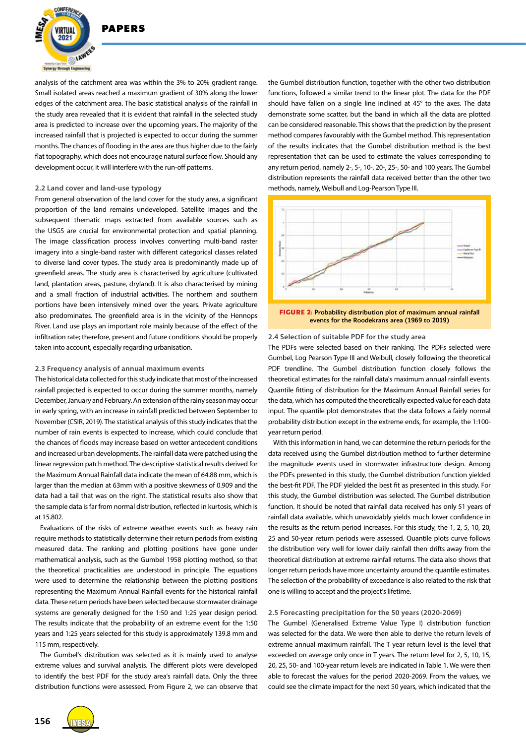analysis of the catchment area was within the 3% to 20% gradient range. Small isolated areas reached a maximum gradient of 30% along the lower edges of the catchment area. The basic statistical analysis of the rainfall in the study area revealed that it is evident that rainfall in the selected study area is predicted to increase over the upcoming years. The majority of the increased rainfall that is projected is expected to occur during the summer months. The chances of flooding in the area are thus higher due to the fairly flat topography, which does not encourage natural surface flow. Should any development occur, it will interfere with the run-off patterns.

### 2.2 Land cover and land-use typology

From general observation of the land cover for the study area, a significant proportion of the land remains undeveloped. Satellite images and the subsequent thematic maps extracted from available sources such as the USGS are crucial for environmental protection and spatial planning. The image classification process involves converting multi-band raster imagery into a single-band raster with different categorical classes related to diverse land cover types. The study area is predominantly made up of greenfield areas. The study area is characterised by agriculture (cultivated land, plantation areas, pasture, dryland). It is also characterised by mining and a small fraction of industrial activities. The northern and southern portions have been intensively mined over the years. Private agriculture also predominates. The greenfield area is in the vicinity of the Hennops River. Land use plays an important role mainly because of the effect of the infiltration rate; therefore, present and future conditions should be properly taken into account, especially regarding urbanisation.

### 2.3 Frequency analysis of annual maximum events

The historical data collected for this study indicate that most of the increased rainfall projected is expected to occur during the summer months, namely December, January and February. An extension of the rainy season may occur in early spring, with an increase in rainfall predicted between September to November (CSIR, 2019). The statistical analysis of this study indicates that the number of rain events is expected to increase, which could conclude that the chances of floods may increase based on wetter antecedent conditions and increased urban developments. The rainfall data were patched using the linear regression patch method. The descriptive statistical results derived for the Maximum Annual Rainfall data indicate the mean of 64.88 mm, which is larger than the median at 63mm with a positive skewness of 0.909 and the data had a tail that was on the right. The statistical results also show that the sample data is far from normal distribution, reflected in kurtosis, which is at 15.802.

Evaluations of the risks of extreme weather events such as heavy rain require methods to statistically determine their return periods from existing measured data. The ranking and plotting positions have gone under mathematical analysis, such as the Gumbel 1958 plotting method, so that the theoretical practicalities are understood in principle. The equations were used to determine the relationship between the plotting positions representing the Maximum Annual Rainfall events for the historical rainfall data. These return periods have been selected because stormwater drainage systems are generally designed for the 1:50 and 1:25 year design period. The results indicate that the probability of an extreme event for the 1:50 years and 1:25 years selected for this study is approximately 139.8 mm and 115 mm, respectively.

The Gumbel's distribution was selected as it is mainly used to analyse extreme values and survival analysis. The different plots were developed to identify the best PDF for the study area's rainfall data. Only the three distribution functions were assessed. From Figure 2, we can observe that the Gumbel distribution function, together with the other two distribution functions, followed a similar trend to the linear plot. The data for the PDF should have fallen on a single line inclined at 45° to the axes. The data demonstrate some scatter, but the band in which all the data are plotted can be considered reasonable. This shows that the prediction by the present method compares favourably with the Gumbel method. This representation of the results indicates that the Gumbel distribution method is the best representation that can be used to estimate the values corresponding to any return period, namely 2-, 5-, 10-, 20-, 25-, 50- and 100 years. The Gumbel distribution represents the rainfall data received better than the other two methods, namely, Weibull and Log-Pearson Type III.

**FIGURE 2:** Probability distribution plot of maximum annual rainfall events for the Roodekrans area (1969 to 2019)

### 2.4 Selection of suitable PDF for the study area

The PDFs were selected based on their ranking. The PDFs selected were Gumbel, Log Pearson Type III and Weibull, closely following the theoretical PDF trendline. The Gumbel distribution function closely follows the theoretical estimates for the rainfall data's maximum annual rainfall events. Quantile fitting of distribution for the Maximum Annual Rainfall series for the data, which has computed the theoretically expected value for each data input. The quantile plot demonstrates that the data follows a fairly normal probability distribution except in the extreme ends, for example, the 1:100-year return period.

With this information in hand, we can determine the return periods for the data received using the Gumbel distribution method to further determine the magnitude events used in stormwater infrastructure design. Among the PDFs presented in this study, the Gumbel distribution function yielded the best-fit PDF. The PDF yielded the best fit as presented in this study. For this study, the Gumbel distribution was selected. The Gumbel distribution function. It should be noted that rainfall data received has only 51 years of rainfall data available, which unavoidably yields much lower confidence in the results as the return period increases. For this study, the 1, 2, 5, 10, 20, 25 and 50-year return periods were assessed. Quantile plots curve follows the distribution very well for lower daily rainfall then drifts away from the theoretical distribution at extreme rainfall returns. The data also shows that longer return periods have more uncertainty around the quantile estimates. The selection of the probability of exceedance is also related to the risk that one is willing to accept and the project's lifetime.

### 2.5 Forecasting precipitation for the 50 years (2020-2069)

The Gumbel (Generalised Extreme Value Type I) distribution function was selected for the data. We were then able to derive the return levels of extreme annual maximum rainfall. The T year return level is the level that exceeded on average only once in T years. The return level for 2, 5, 10, 15, 20, 25, 50- and 100-year return levels are indicated in Table 1. We were then able to forecast the values for the period 2020-2069. From the values, we could see the climate impact for the next 50 years, which indicated that the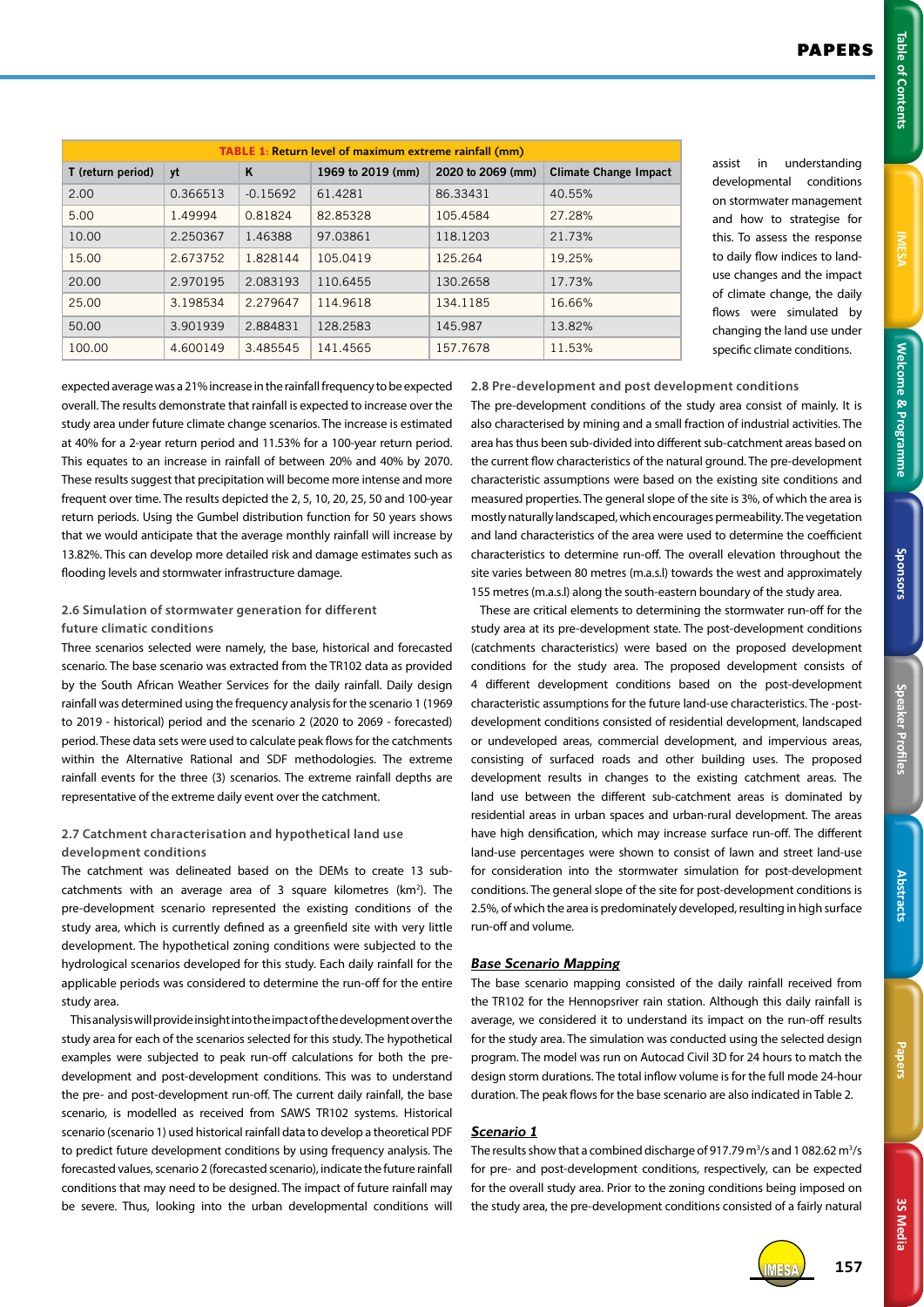TABLE 1: Return level of maximum extreme rainfall (mm)

| T (return period) | yt | K | 1969 to 2019 (mm) | 2020 to 2069 (mm) | Climate Change Impact |
|---|---|---|---|---|---|
| 2.00 | 0.366513 | -0.15692 | 61.4281 | 86.33431 | 40.55% |
| 5.00 | 1.49994 | 0.81824 | 82.85328 | 105.4584 | 27.28% |
| 10.00 | 2.250367 | 1.46388 | 97.03861 | 118.1203 | 21.73% |
| 15.00 | 2.673752 | 1.828144 | 105.0419 | 125.264 | 19.25% |
| 20.00 | 2.970195 | 2.083193 | 110.6455 | 130.2658 | 17.73% |
| 25.00 | 3.198534 | 2.279647 | 114.9618 | 134.1185 | 16.66% |
| 50.00 | 3.901939 | 2.884831 | 128.2583 | 145.987 | 13.82% |
| 100.00 | 4.600149 | 3.485545 | 141.4565 | 157.7678 | 11.53% |

expected average was a 21% increase in the rainfall frequency to be expected overall. The results demonstrate that rainfall is expected to increase over the study area under future climate change scenarios. The increase is estimated at 40% for a 2-year return period and 11.53% for a 100-year return period. This equates to an increase in rainfall of between 20% and 40% by 2070. These results suggest that precipitation will become more intense and more frequent over time. The results depicted the 2, 5, 10, 20, 25, 50 and 100-year return periods. Using the Gumbel distribution function for 50 years shows that we would anticipate that the average monthly rainfall will increase by 13.82%. This can develop more detailed risk and damage estimates such as flooding levels and stormwater infrastructure damage.

### 2.6 Simulation of stormwater generation for different future climatic conditions

Three scenarios selected were namely, the base, historical and forecasted scenario. The base scenario was extracted from the TR102 data as provided by the South African Weather Services for the daily rainfall. Daily design rainfall was determined using the frequency analysis for the scenario 1 (1969 to 2019 - historical) period and the scenario 2 (2020 to 2069 - forecasted) period. These data sets were used to calculate peak flows for the catchments within the Alternative Rational and SDF methodologies. The extreme rainfall events for the three (3) scenarios. The extreme rainfall depths are representative of the extreme daily event over the catchment.

### 2.7 Catchment characterisation and hypothetical land use development conditions

The catchment was delineated based on the DEMs to create 13 sub-catchments with an average area of 3 square kilometres (km$^2$). The pre-development scenario represented the existing conditions of the study area, which is currently defined as a greenfield site with very little development. The hypothetical zoning conditions were subjected to the hydrological scenarios developed for this study. Each daily rainfall for the applicable periods was considered to determine the run-off for the entire study area.

This analysis will provide insight into the impact of the development over the study area for each of the scenarios selected for this study. The hypothetical examples were subjected to peak run-off calculations for both the pre-development and post-development conditions. This was to understand the pre- and post-development run-off. The current daily rainfall, the base scenario, is modelled as received from SAWS TR102 systems. Historical scenario (scenario 1) used historical rainfall data to develop a theoretical PDF to predict future development conditions by using frequency analysis. The forecasted values, scenario 2 (forecasted scenario), indicate the future rainfall conditions that may need to be designed. The impact of future rainfall may be severe. Thus, looking into the urban developmental conditions will assist in understanding developmental conditions on stormwater management and how to strategise for this. To assess the response to daily flow indices to land-use changes and the impact of climate change, the daily flows were simulated by changing the land use under specific climate conditions.

### 2.8 Pre-development and post development conditions

The pre-development conditions of the study area consist of mainly. It is also characterised by mining and a small fraction of industrial activities. The area has thus been sub-divided into different sub-catchment areas based on the current flow characteristics of the natural ground. The pre-development characteristic assumptions were based on the existing site conditions and measured properties. The general slope of the site is 3%, of which the area is mostly naturally landscaped, which encourages permeability. The vegetation and land characteristics of the area were used to determine the coefficient characteristics to determine run-off. The overall elevation throughout the site varies between 80 metres (m.a.s.l) towards the west and approximately 155 metres (m.a.s.l) along the south-eastern boundary of the study area.

These are critical elements to determining the stormwater run-off for the study area at its pre-development state. The post-development conditions (catchments characteristics) were based on the proposed development conditions for the study area. The proposed development consists of 4 different development conditions based on the post-development characteristic assumptions for the future land-use characteristics. The -post-development conditions consisted of residential development, landscaped or undeveloped areas, commercial development, and impervious areas, consisting of surfaced roads and other building uses. The proposed development results in changes to the existing catchment areas. The land use between the different sub-catchment areas is dominated by residential areas in urban spaces and urban-rural development. The areas have high densification, which may increase surface run-off. The different land-use percentages were shown to consist of lawn and street land-use for consideration into the stormwater simulation for post-development conditions. The general slope of the site for post-development conditions is 2.5%, of which the area is predominately developed, resulting in high surface run-off and volume.

***Base Scenario Mapping***

The base scenario mapping consisted of the daily rainfall received from the TR102 for the Hennopsriver rain station. Although this daily rainfall is average, we considered it to understand its impact on the run-off results for the study area. The simulation was conducted using the selected design program. The model was run on Autocad Civil 3D for 24 hours to match the design storm durations. The total inflow volume is for the full mode 24-hour duration. The peak flows for the base scenario are also indicated in Table 2.

***Scenario 1***

The results show that a combined discharge of 917.79 m$^3$/s and 1 082.62 m$^3$/s for pre- and post-development conditions, respectively, can be expected for the overall study area. Prior to the zoning conditions being imposed on the study area, the pre-development conditions consisted of a fairly natural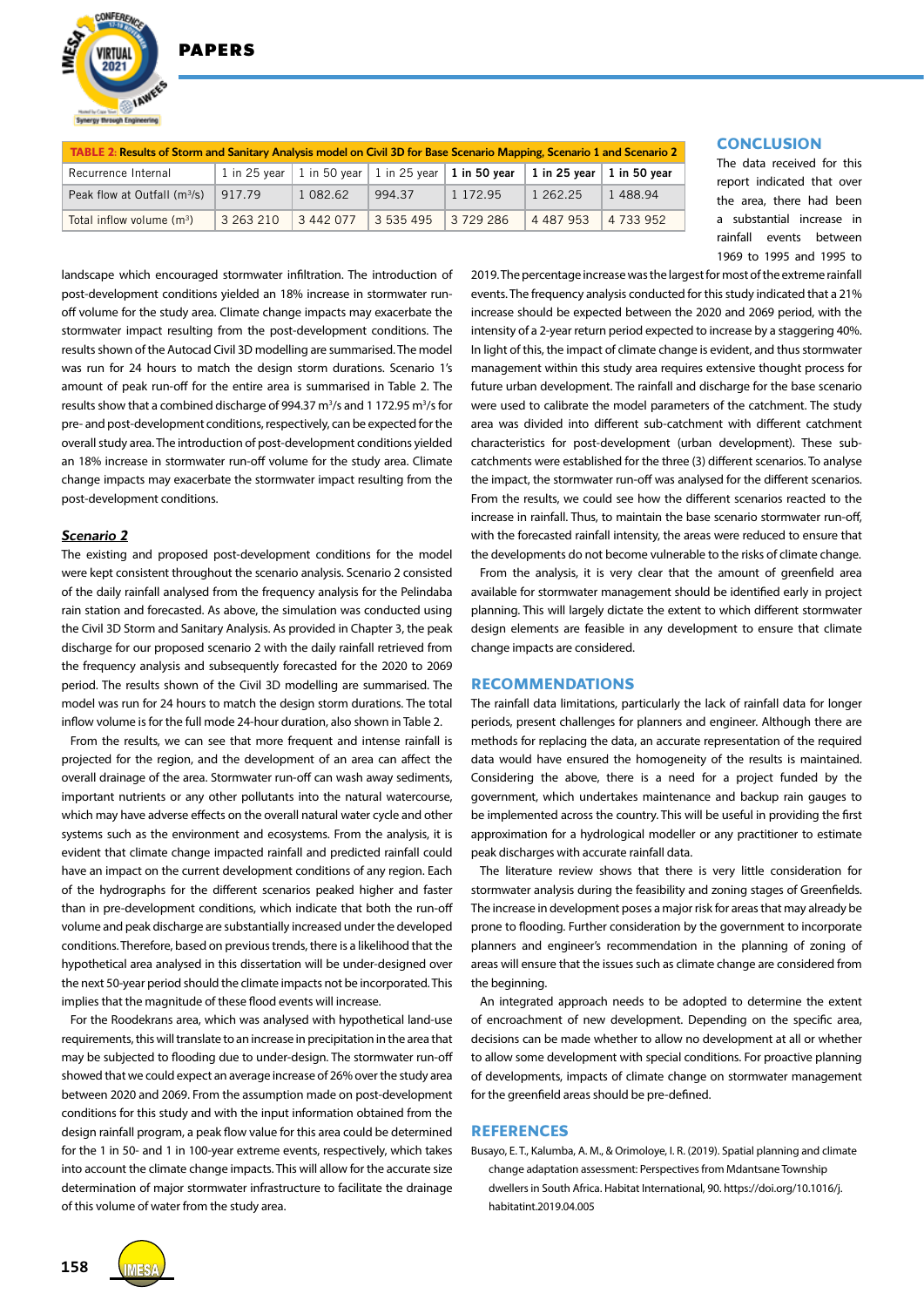TABLE 2: Results of Storm and Sanitary Analysis model on Civil 3D for Base Scenario Mapping, Scenario 1 and Scenario 2

| Recurrence Internal | 1 in 25 year | 1 in 50 year | 1 in 25 year | **1 in 50 year** | **1 in 25 year** | **1 in 50 year** |
|---|---|---|---|---|---|---|
| Peak flow at Outfall (m³/s) | 917.79 | 1 082.62 | 994.37 | 1 172.95 | 1 262.25 | 1 488.94 |
| Total inflow volume (m³) | 3 263 210 | 3 442 077 | 3 535 495 | 3 729 286 | 4 487 953 | 4 733 952 |

landscape which encouraged stormwater infiltration. The introduction of post-development conditions yielded an 18% increase in stormwater run-off volume for the study area. Climate change impacts may exacerbate the stormwater impact resulting from the post-development conditions. The results shown of the Autocad Civil 3D modelling are summarised. The model was run for 24 hours to match the design storm durations. Scenario 1's amount of peak run-off for the entire area is summarised in Table 2. The results show that a combined discharge of 994.37 m³/s and 1 172.95 m³/s for pre- and post-development conditions, respectively, can be expected for the overall study area. The introduction of post-development conditions yielded an 18% increase in stormwater run-off volume for the study area. Climate change impacts may exacerbate the stormwater impact resulting from the post-development conditions.

### *Scenario 2*

The existing and proposed post-development conditions for the model were kept consistent throughout the scenario analysis. Scenario 2 consisted of the daily rainfall analysed from the frequency analysis for the Pelindaba rain station and forecasted. As above, the simulation was conducted using the Civil 3D Storm and Sanitary Analysis. As provided in Chapter 3, the peak discharge for our proposed scenario 2 with the daily rainfall retrieved from the frequency analysis and subsequently forecasted for the 2020 to 2069 period. The results shown of the Civil 3D modelling are summarised. The model was run for 24 hours to match the design storm durations. The total inflow volume is for the full mode 24-hour duration, also shown in Table 2.

From the results, we can see that more frequent and intense rainfall is projected for the region, and the development of an area can affect the overall drainage of the area. Stormwater run-off can wash away sediments, important nutrients or any other pollutants into the natural watercourse, which may have adverse effects on the overall natural water cycle and other systems such as the environment and ecosystems. From the analysis, it is evident that climate change impacted rainfall and predicted rainfall could have an impact on the current development conditions of any region. Each of the hydrographs for the different scenarios peaked higher and faster than in pre-development conditions, which indicate that both the run-off volume and peak discharge are substantially increased under the developed conditions. Therefore, based on previous trends, there is a likelihood that the hypothetical area analysed in this dissertation will be under-designed over the next 50-year period should the climate impacts not be incorporated. This implies that the magnitude of these flood events will increase.

For the Roodekrans area, which was analysed with hypothetical land-use requirements, this will translate to an increase in precipitation in the area that may be subjected to flooding due to under-design. The stormwater run-off showed that we could expect an average increase of 26% over the study area between 2020 and 2069. From the assumption made on post-development conditions for this study and with the input information obtained from the design rainfall program, a peak flow value for this area could be determined for the 1 in 50- and 1 in 100-year extreme events, respectively, which takes into account the climate change impacts. This will allow for the accurate size determination of major stormwater infrastructure to facilitate the drainage of this volume of water from the study area.

## CONCLUSION

The data received for this report indicated that over the area, there had been a substantial increase in rainfall events between 1969 to 1995 and 1995 to 2019. The percentage increase was the largest for most of the extreme rainfall events. The frequency analysis conducted for this study indicated that a 21% increase should be expected between the 2020 and 2069 period, with the intensity of a 2-year return period expected to increase by a staggering 40%. In light of this, the impact of climate change is evident, and thus stormwater management within this study area requires extensive thought process for future urban development. The rainfall and discharge for the base scenario were used to calibrate the model parameters of the catchment. The study area was divided into different sub-catchment with different catchment characteristics for post-development (urban development). These sub-catchments were established for the three (3) different scenarios. To analyse the impact, the stormwater run-off was analysed for the different scenarios. From the results, we could see how the different scenarios reacted to the increase in rainfall. Thus, to maintain the base scenario stormwater run-off, with the forecasted rainfall intensity, the areas were reduced to ensure that the developments do not become vulnerable to the risks of climate change.

From the analysis, it is very clear that the amount of greenfield area available for stormwater management should be identified early in project planning. This will largely dictate the extent to which different stormwater design elements are feasible in any development to ensure that climate change impacts are considered.

## RECOMMENDATIONS

The rainfall data limitations, particularly the lack of rainfall data for longer periods, present challenges for planners and engineer. Although there are methods for replacing the data, an accurate representation of the required data would have ensured the homogeneity of the results is maintained. Considering the above, there is a need for a project funded by the government, which undertakes maintenance and backup rain gauges to be implemented across the country. This will be useful in providing the first approximation for a hydrological modeller or any practitioner to estimate peak discharges with accurate rainfall data.

The literature review shows that there is very little consideration for stormwater analysis during the feasibility and zoning stages of Greenfields. The increase in development poses a major risk for areas that may already be prone to flooding. Further consideration by the government to incorporate planners and engineer's recommendation in the planning of zoning of areas will ensure that the issues such as climate change are considered from the beginning.

An integrated approach needs to be adopted to determine the extent of encroachment of new development. Depending on the specific area, decisions can be made whether to allow no development at all or whether to allow some development with special conditions. For proactive planning of developments, impacts of climate change on stormwater management for the greenfield areas should be pre-defined.

## REFERENCES

Busayo, E. T., Kalumba, A. M., & Orimoloye, I. R. (2019). Spatial planning and climate change adaptation assessment: Perspectives from Mdantsane Township dwellers in South Africa. Habitat International, 90. https://doi.org/10.1016/j.habitatint.2019.04.005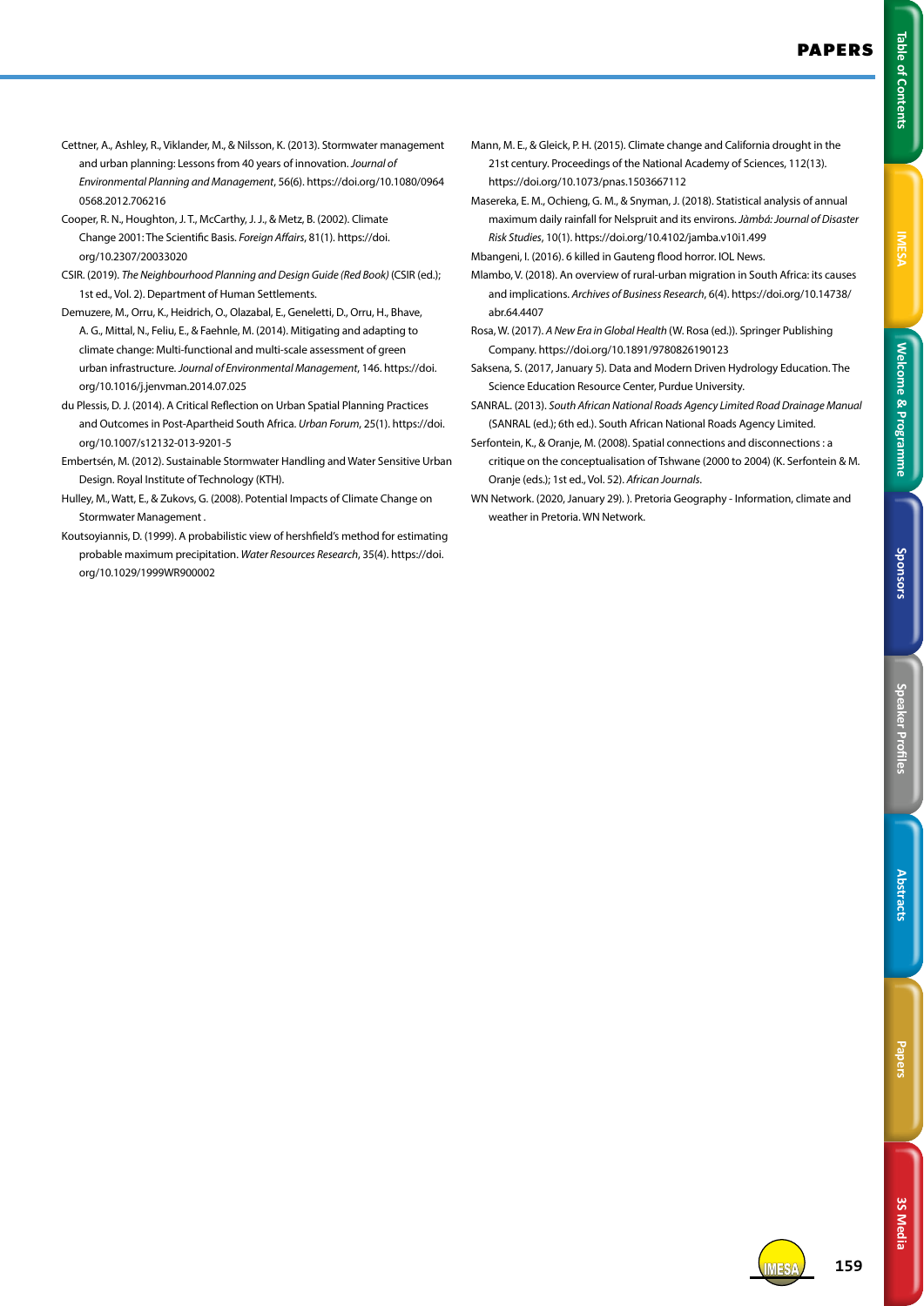Cettner, A., Ashley, R., Viklander, M., & Nilsson, K. (2013). Stormwater management and urban planning: Lessons from 40 years of innovation. *Journal of Environmental Planning and Management*, 56(6). https://doi.org/10.1080/09640568.2012.706216

Cooper, R. N., Houghton, J. T., McCarthy, J. J., & Metz, B. (2002). Climate Change 2001: The Scientific Basis. *Foreign Affairs*, 81(1). https://doi.org/10.2307/20033020

CSIR. (2019). *The Neighbourhood Planning and Design Guide (Red Book)* (CSIR (ed.); 1st ed., Vol. 2). Department of Human Settlements.

Demuzere, M., Orru, K., Heidrich, O., Olazabal, E., Geneletti, D., Orru, H., Bhave, A. G., Mittal, N., Feliu, E., & Faehnle, M. (2014). Mitigating and adapting to climate change: Multi-functional and multi-scale assessment of green urban infrastructure. *Journal of Environmental Management*, 146. https://doi.org/10.1016/j.jenvman.2014.07.025

du Plessis, D. J. (2014). A Critical Reflection on Urban Spatial Planning Practices and Outcomes in Post-Apartheid South Africa. *Urban Forum*, 25(1). https://doi.org/10.1007/s12132-013-9201-5

Embertsén, M. (2012). Sustainable Stormwater Handling and Water Sensitive Urban Design. Royal Institute of Technology (KTH).

Hulley, M., Watt, E., & Zukovs, G. (2008). Potential Impacts of Climate Change on Stormwater Management .

Koutsoyiannis, D. (1999). A probabilistic view of hershfield's method for estimating probable maximum precipitation. *Water Resources Research*, 35(4). https://doi.org/10.1029/1999WR900002

Mann, M. E., & Gleick, P. H. (2015). Climate change and California drought in the 21st century. Proceedings of the National Academy of Sciences, 112(13). https://doi.org/10.1073/pnas.1503667112

Masereka, E. M., Ochieng, G. M., & Snyman, J. (2018). Statistical analysis of annual maximum daily rainfall for Nelspruit and its environs. *Jàmbá: Journal of Disaster Risk Studies*, 10(1). https://doi.org/10.4102/jamba.v10i1.499

Mbangeni, I. (2016). 6 killed in Gauteng flood horror. IOL News.

Mlambo, V. (2018). An overview of rural-urban migration in South Africa: its causes and implications. *Archives of Business Research*, 6(4). https://doi.org/10.14738/abr.64.4407

Rosa, W. (2017). *A New Era in Global Health* (W. Rosa (ed.)). Springer Publishing Company. https://doi.org/10.1891/9780826190123

Saksena, S. (2017, January 5). Data and Modern Driven Hydrology Education. The Science Education Resource Center, Purdue University.

SANRAL. (2013). *South African National Roads Agency Limited Road Drainage Manual* (SANRAL (ed.); 6th ed.). South African National Roads Agency Limited.

Serfontein, K., & Oranje, M. (2008). Spatial connections and disconnections : a critique on the conceptualisation of Tshwane (2000 to 2004) (K. Serfontein & M. Oranje (eds.); 1st ed., Vol. 52). *African Journals*.

WN Network. (2020, January 29). ). Pretoria Geography - Information, climate and weather in Pretoria. WN Network.